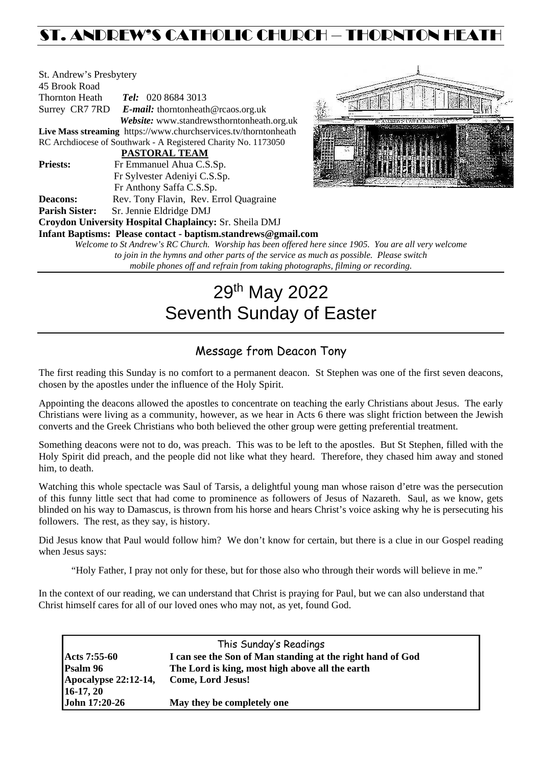# ST. ANDREW'S CATHOLIC CHURCH – THORNTON HEATH

St. Andrew's Presbytery
45 Brook Road
Thornton Heath *Tel:* 020 8684 3013
Surrey CR7 7RD *E-mail:* thorntonheath@rcaos.org.uk
*Website:* www.standrewsthorntonheath.org.uk
**Live Mass streaming** https://www.churchservices.tv/thorntonheath
RC Archdiocese of Southwark - A Registered Charity No. 1173050

**PASTORAL TEAM**

**Priests:** Fr Emmanuel Ahua C.S.Sp.
Fr Sylvester Adeniyi C.S.Sp.
Fr Anthony Saffa C.S.Sp.
**Deacons:** Rev. Tony Flavin, Rev. Errol Quagraine
**Parish Sister:** Sr. Jennie Eldridge DMJ
**Croydon University Hospital Chaplaincy:** Sr. Sheila DMJ
**Infant Baptisms: Please contact - baptism.standrews@gmail.com**

*Welcome to St Andrew's RC Church. Worship has been offered here since 1905. You are all very welcome to join in the hymns and other parts of the service as much as possible. Please switch mobile phones off and refrain from taking photographs, filming or recording.*

# 29th May 2022
# Seventh Sunday of Easter

## Message from Deacon Tony

The first reading this Sunday is no comfort to a permanent deacon. St Stephen was one of the first seven deacons, chosen by the apostles under the influence of the Holy Spirit.

Appointing the deacons allowed the apostles to concentrate on teaching the early Christians about Jesus. The early Christians were living as a community, however, as we hear in Acts 6 there was slight friction between the Jewish converts and the Greek Christians who both believed the other group were getting preferential treatment.

Something deacons were not to do, was preach. This was to be left to the apostles. But St Stephen, filled with the Holy Spirit did preach, and the people did not like what they heard. Therefore, they chased him away and stoned him, to death.

Watching this whole spectacle was Saul of Tarsis, a delightful young man whose raison d'etre was the persecution of this funny little sect that had come to prominence as followers of Jesus of Nazareth. Saul, as we know, gets blinded on his way to Damascus, is thrown from his horse and hears Christ's voice asking why he is persecuting his followers. The rest, as they say, is history.

Did Jesus know that Paul would follow him? We don't know for certain, but there is a clue in our Gospel reading when Jesus says:

> "Holy Father, I pray not only for these, but for those also who through their words will believe in me."

In the context of our reading, we can understand that Christ is praying for Paul, but we can also understand that Christ himself cares for all of our loved ones who may not, as yet, found God.

| This Sunday's Readings | |
|---|---|
| **Acts 7:55-60** | **I can see the Son of Man standing at the right hand of God** |
| **Psalm 96** | **The Lord is king, most high above all the earth** |
| **Apocalypse 22:12-14, 16-17, 20** | **Come, Lord Jesus!** |
| **John 17:20-26** | **May they be completely one** |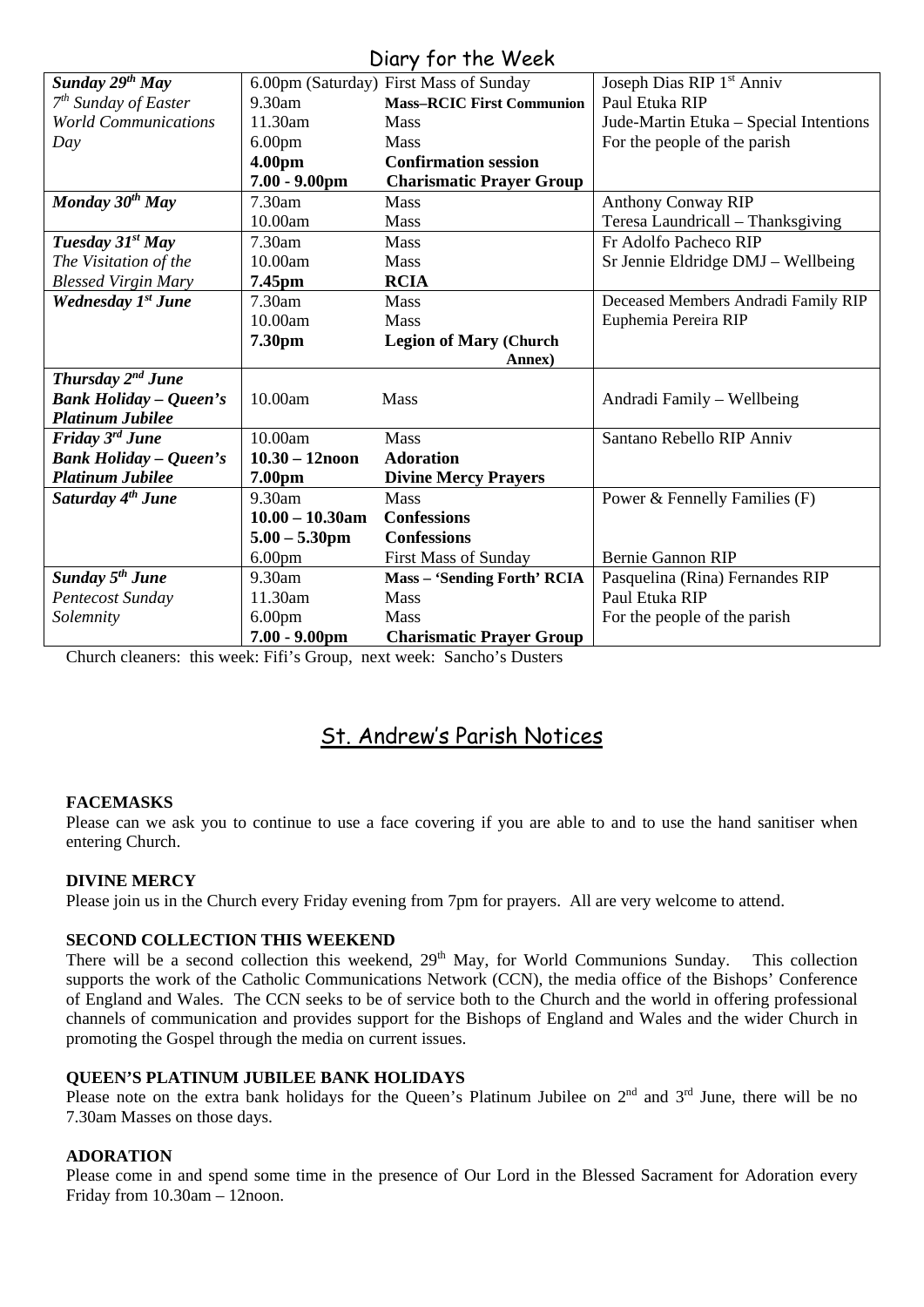## Diary for the Week

| Day | Time | Event | Intention |
|---|---|---|---|
| ***Sunday 29th May*** | 6.00pm (Saturday) | First Mass of Sunday | Joseph Dias RIP 1st Anniv |
| *7th Sunday of Easter* | 9.30am | **Mass–RCIC First Communion** | Paul Etuka RIP |
| *World Communications* | 11.30am | Mass | Jude-Martin Etuka – Special Intentions |
| *Day* | 6.00pm | Mass | For the people of the parish |
| | **4.00pm** | **Confirmation session** | |
| | **7.00 - 9.00pm** | **Charismatic Prayer Group** | |
| ***Monday 30th May*** | 7.30am | Mass | Anthony Conway RIP |
| | 10.00am | Mass | Teresa Laundricall – Thanksgiving |
| ***Tuesday 31st May*** | 7.30am | Mass | Fr Adolfo Pacheco RIP |
| *The Visitation of the* | 10.00am | Mass | Sr Jennie Eldridge DMJ – Wellbeing |
| *Blessed Virgin Mary* | **7.45pm** | **RCIA** | |
| ***Wednesday 1st June*** | 7.30am | Mass | Deceased Members Andradi Family RIP |
| | 10.00am | Mass | Euphemia Pereira RIP |
| | **7.30pm** | **Legion of Mary (Church Annex)** | |
| ***Thursday 2nd June*** ***Bank Holiday – Queen's Platinum Jubilee*** | 10.00am | Mass | Andradi Family – Wellbeing |
| ***Friday 3rd June*** | 10.00am | Mass | Santano Rebello RIP Anniv |
| ***Bank Holiday – Queen's*** | **10.30 – 12noon** | **Adoration** | |
| ***Platinum Jubilee*** | **7.00pm** | **Divine Mercy Prayers** | |
| ***Saturday 4th June*** | 9.30am | Mass | Power & Fennelly Families (F) |
| | **10.00 – 10.30am** | **Confessions** | |
| | **5.00 – 5.30pm** | **Confessions** | |
| | 6.00pm | First Mass of Sunday | Bernie Gannon RIP |
| ***Sunday 5th June*** | 9.30am | **Mass – 'Sending Forth' RCIA** | Pasquelina (Rina) Fernandes RIP |
| *Pentecost Sunday* | 11.30am | Mass | Paul Etuka RIP |
| *Solemnity* | 6.00pm | Mass | For the people of the parish |
| | **7.00 - 9.00pm** | **Charismatic Prayer Group** | |

Church cleaners: this week: Fifi's Group, next week: Sancho's Dusters

## St. Andrew's Parish Notices

**FACEMASKS**

Please can we ask you to continue to use a face covering if you are able to and to use the hand sanitiser when entering Church.

**DIVINE MERCY**

Please join us in the Church every Friday evening from 7pm for prayers. All are very welcome to attend.

**SECOND COLLECTION THIS WEEKEND**

There will be a second collection this weekend, 29th May, for World Communions Sunday. This collection supports the work of the Catholic Communications Network (CCN), the media office of the Bishops' Conference of England and Wales. The CCN seeks to be of service both to the Church and the world in offering professional channels of communication and provides support for the Bishops of England and Wales and the wider Church in promoting the Gospel through the media on current issues.

**QUEEN'S PLATINUM JUBILEE BANK HOLIDAYS**

Please note on the extra bank holidays for the Queen's Platinum Jubilee on 2nd and 3rd June, there will be no 7.30am Masses on those days.

**ADORATION**

Please come in and spend some time in the presence of Our Lord in the Blessed Sacrament for Adoration every Friday from 10.30am – 12noon.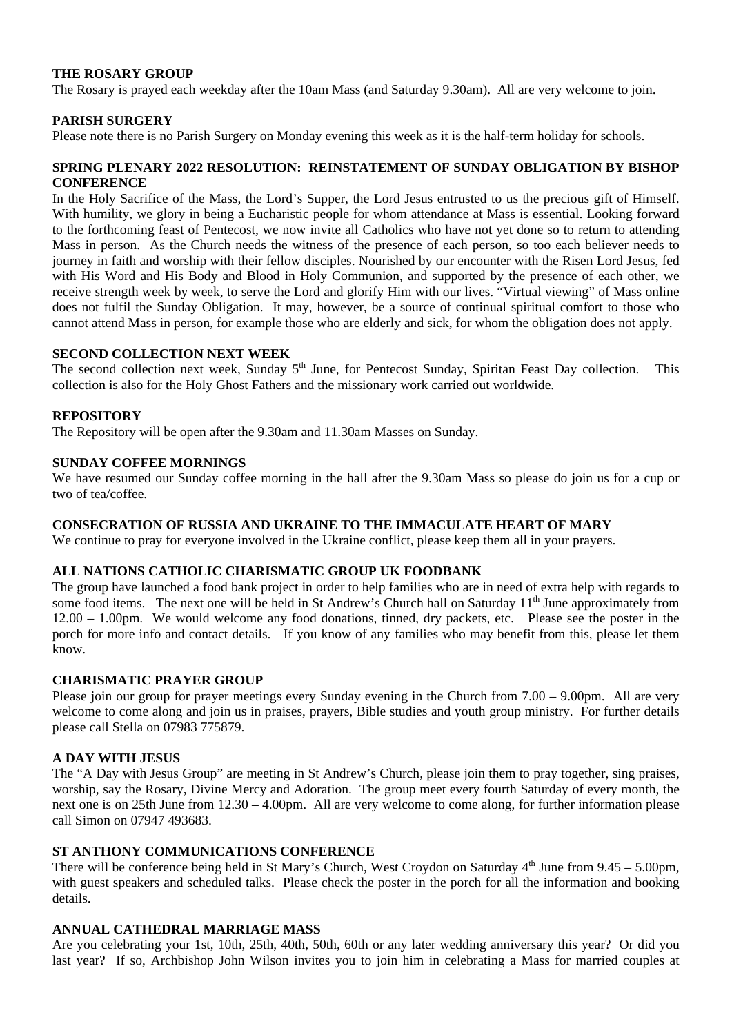### THE ROSARY GROUP

The Rosary is prayed each weekday after the 10am Mass (and Saturday 9.30am). All are very welcome to join.

### PARISH SURGERY

Please note there is no Parish Surgery on Monday evening this week as it is the half-term holiday for schools.

### SPRING PLENARY 2022 RESOLUTION: REINSTATEMENT OF SUNDAY OBLIGATION BY BISHOP CONFERENCE

In the Holy Sacrifice of the Mass, the Lord's Supper, the Lord Jesus entrusted to us the precious gift of Himself. With humility, we glory in being a Eucharistic people for whom attendance at Mass is essential. Looking forward to the forthcoming feast of Pentecost, we now invite all Catholics who have not yet done so to return to attending Mass in person. As the Church needs the witness of the presence of each person, so too each believer needs to journey in faith and worship with their fellow disciples. Nourished by our encounter with the Risen Lord Jesus, fed with His Word and His Body and Blood in Holy Communion, and supported by the presence of each other, we receive strength week by week, to serve the Lord and glorify Him with our lives. "Virtual viewing" of Mass online does not fulfil the Sunday Obligation. It may, however, be a source of continual spiritual comfort to those who cannot attend Mass in person, for example those who are elderly and sick, for whom the obligation does not apply.

### SECOND COLLECTION NEXT WEEK

The second collection next week, Sunday 5th June, for Pentecost Sunday, Spiritan Feast Day collection. This collection is also for the Holy Ghost Fathers and the missionary work carried out worldwide.

### REPOSITORY

The Repository will be open after the 9.30am and 11.30am Masses on Sunday.

### SUNDAY COFFEE MORNINGS

We have resumed our Sunday coffee morning in the hall after the 9.30am Mass so please do join us for a cup or two of tea/coffee.

### CONSECRATION OF RUSSIA AND UKRAINE TO THE IMMACULATE HEART OF MARY

We continue to pray for everyone involved in the Ukraine conflict, please keep them all in your prayers.

### ALL NATIONS CATHOLIC CHARISMATIC GROUP UK FOODBANK

The group have launched a food bank project in order to help families who are in need of extra help with regards to some food items. The next one will be held in St Andrew's Church hall on Saturday 11th June approximately from 12.00 – 1.00pm. We would welcome any food donations, tinned, dry packets, etc. Please see the poster in the porch for more info and contact details. If you know of any families who may benefit from this, please let them know.

### CHARISMATIC PRAYER GROUP

Please join our group for prayer meetings every Sunday evening in the Church from 7.00 – 9.00pm. All are very welcome to come along and join us in praises, prayers, Bible studies and youth group ministry. For further details please call Stella on 07983 775879.

### A DAY WITH JESUS

The "A Day with Jesus Group" are meeting in St Andrew's Church, please join them to pray together, sing praises, worship, say the Rosary, Divine Mercy and Adoration. The group meet every fourth Saturday of every month, the next one is on 25th June from 12.30 – 4.00pm. All are very welcome to come along, for further information please call Simon on 07947 493683.

### ST ANTHONY COMMUNICATIONS CONFERENCE

There will be conference being held in St Mary's Church, West Croydon on Saturday 4th June from 9.45 – 5.00pm, with guest speakers and scheduled talks. Please check the poster in the porch for all the information and booking details.

### ANNUAL CATHEDRAL MARRIAGE MASS

Are you celebrating your 1st, 10th, 25th, 40th, 50th, 60th or any later wedding anniversary this year? Or did you last year? If so, Archbishop John Wilson invites you to join him in celebrating a Mass for married couples at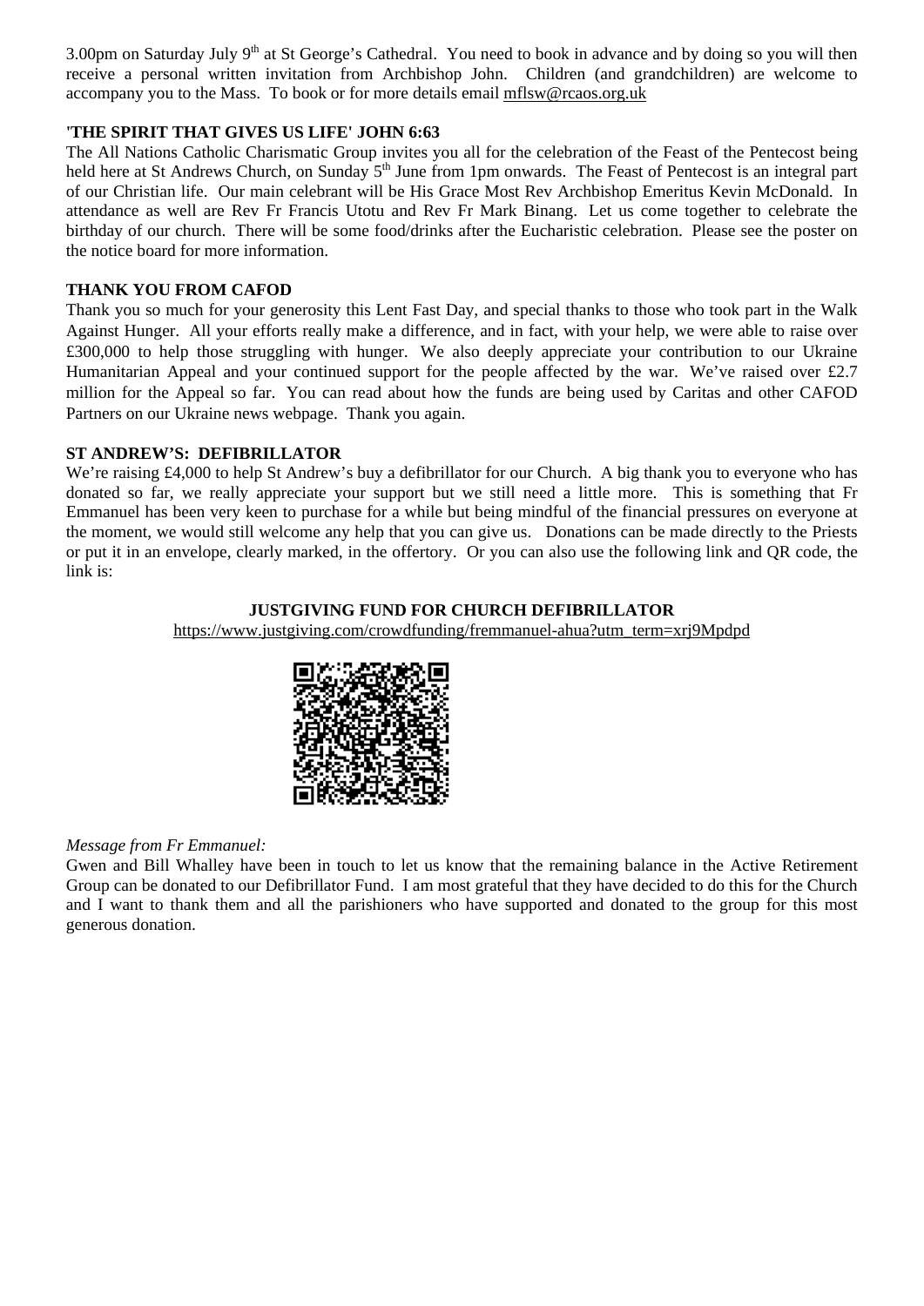3.00pm on Saturday July 9th at St George's Cathedral. You need to book in advance and by doing so you will then receive a personal written invitation from Archbishop John. Children (and grandchildren) are welcome to accompany you to the Mass. To book or for more details email mflsw@rcaos.org.uk

**'THE SPIRIT THAT GIVES US LIFE' JOHN 6:63**

The All Nations Catholic Charismatic Group invites you all for the celebration of the Feast of the Pentecost being held here at St Andrews Church, on Sunday 5th June from 1pm onwards. The Feast of Pentecost is an integral part of our Christian life. Our main celebrant will be His Grace Most Rev Archbishop Emeritus Kevin McDonald. In attendance as well are Rev Fr Francis Utotu and Rev Fr Mark Binang. Let us come together to celebrate the birthday of our church. There will be some food/drinks after the Eucharistic celebration. Please see the poster on the notice board for more information.

**THANK YOU FROM CAFOD**

Thank you so much for your generosity this Lent Fast Day, and special thanks to those who took part in the Walk Against Hunger. All your efforts really make a difference, and in fact, with your help, we were able to raise over £300,000 to help those struggling with hunger. We also deeply appreciate your contribution to our Ukraine Humanitarian Appeal and your continued support for the people affected by the war. We've raised over £2.7 million for the Appeal so far. You can read about how the funds are being used by Caritas and other CAFOD Partners on our Ukraine news webpage. Thank you again.

**ST ANDREW'S: DEFIBRILLATOR**

We're raising £4,000 to help St Andrew's buy a defibrillator for our Church. A big thank you to everyone who has donated so far, we really appreciate your support but we still need a little more. This is something that Fr Emmanuel has been very keen to purchase for a while but being mindful of the financial pressures on everyone at the moment, we would still welcome any help that you can give us. Donations can be made directly to the Priests or put it in an envelope, clearly marked, in the offertory. Or you can also use the following link and QR code, the link is:

**JUSTGIVING FUND FOR CHURCH DEFIBRILLATOR**

https://www.justgiving.com/crowdfunding/fremmanuel-ahua?utm_term=xrj9Mpdpd

*Message from Fr Emmanuel:*

Gwen and Bill Whalley have been in touch to let us know that the remaining balance in the Active Retirement Group can be donated to our Defibrillator Fund. I am most grateful that they have decided to do this for the Church and I want to thank them and all the parishioners who have supported and donated to the group for this most generous donation.